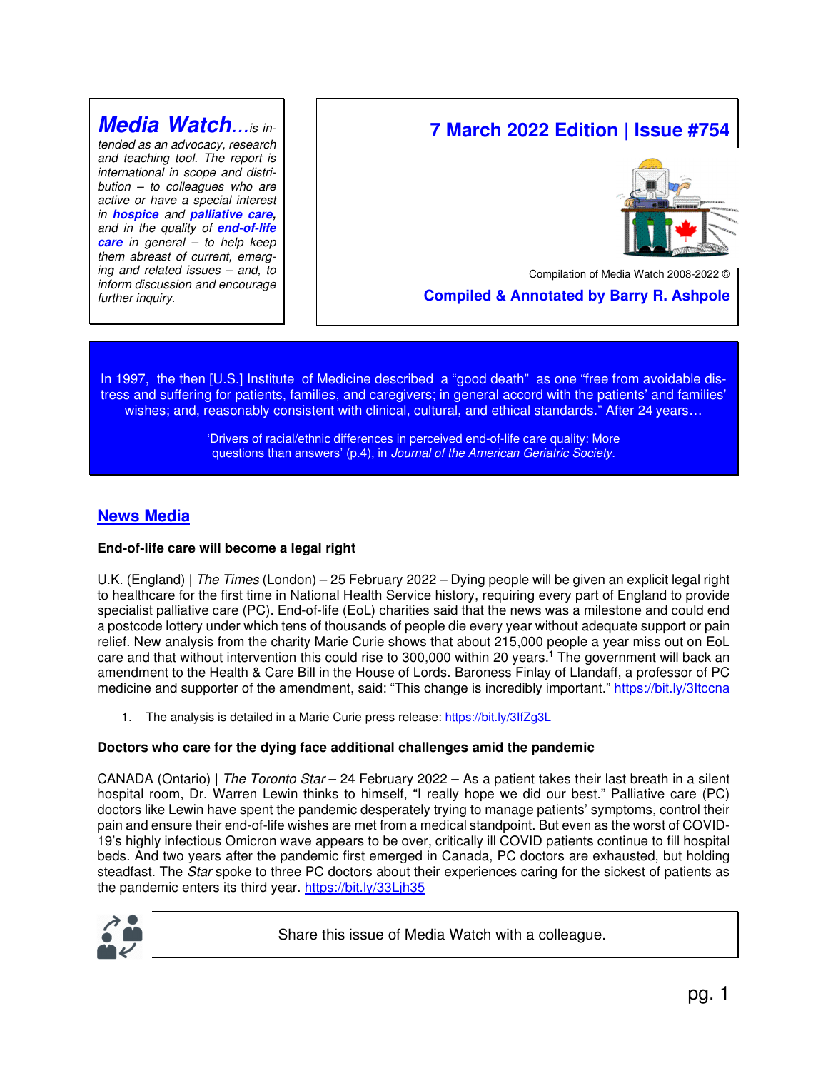***Media Watch…*** *is intended as an advocacy, research and teaching tool. The report is international in scope and distribution – to colleagues who are active or have a special interest in* ***hospice*** *and* ***palliative care****, and in the quality of* ***end-of-life care*** *in general – to help keep them abreast of current, emerging and related issues – and, to inform discussion and encourage further inquiry.*

# 7 March 2022 Edition | Issue #754

Compilation of Media Watch 2008-2022 ©

**Compiled & Annotated by Barry R. Ashpole**

In 1997, the then [U.S.] Institute of Medicine described a "good death" as one "free from avoidable distress and suffering for patients, families, and caregivers; in general accord with the patients' and families' wishes; and, reasonably consistent with clinical, cultural, and ethical standards." After 24 years…

'Drivers of racial/ethnic differences in perceived end-of-life care quality: More questions than answers' (p.4), in *Journal of the American Geriatric Society*.

## News Media

### End-of-life care will become a legal right

U.K. (England) | *The Times* (London) – 25 February 2022 – Dying people will be given an explicit legal right to healthcare for the first time in National Health Service history, requiring every part of England to provide specialist palliative care (PC). End-of-life (EoL) charities said that the news was a milestone and could end a postcode lottery under which tens of thousands of people die every year without adequate support or pain relief. New analysis from the charity Marie Curie shows that about 215,000 people a year miss out on EoL care and that without intervention this could rise to 300,000 within 20 years.[1] The government will back an amendment to the Health & Care Bill in the House of Lords. Baroness Finlay of Llandaff, a professor of PC medicine and supporter of the amendment, said: "This change is incredibly important." https://bit.ly/3Itccna

1. The analysis is detailed in a Marie Curie press release: https://bit.ly/3IfZg3L

### Doctors who care for the dying face additional challenges amid the pandemic

CANADA (Ontario) | *The Toronto Star* – 24 February 2022 – As a patient takes their last breath in a silent hospital room, Dr. Warren Lewin thinks to himself, "I really hope we did our best." Palliative care (PC) doctors like Lewin have spent the pandemic desperately trying to manage patients' symptoms, control their pain and ensure their end-of-life wishes are met from a medical standpoint. But even as the worst of COVID-19's highly infectious Omicron wave appears to be over, critically ill COVID patients continue to fill hospital beds. And two years after the pandemic first emerged in Canada, PC doctors are exhausted, but holding steadfast. The *Star* spoke to three PC doctors about their experiences caring for the sickest of patients as the pandemic enters its third year. https://bit.ly/33Ljh35

Share this issue of Media Watch with a colleague.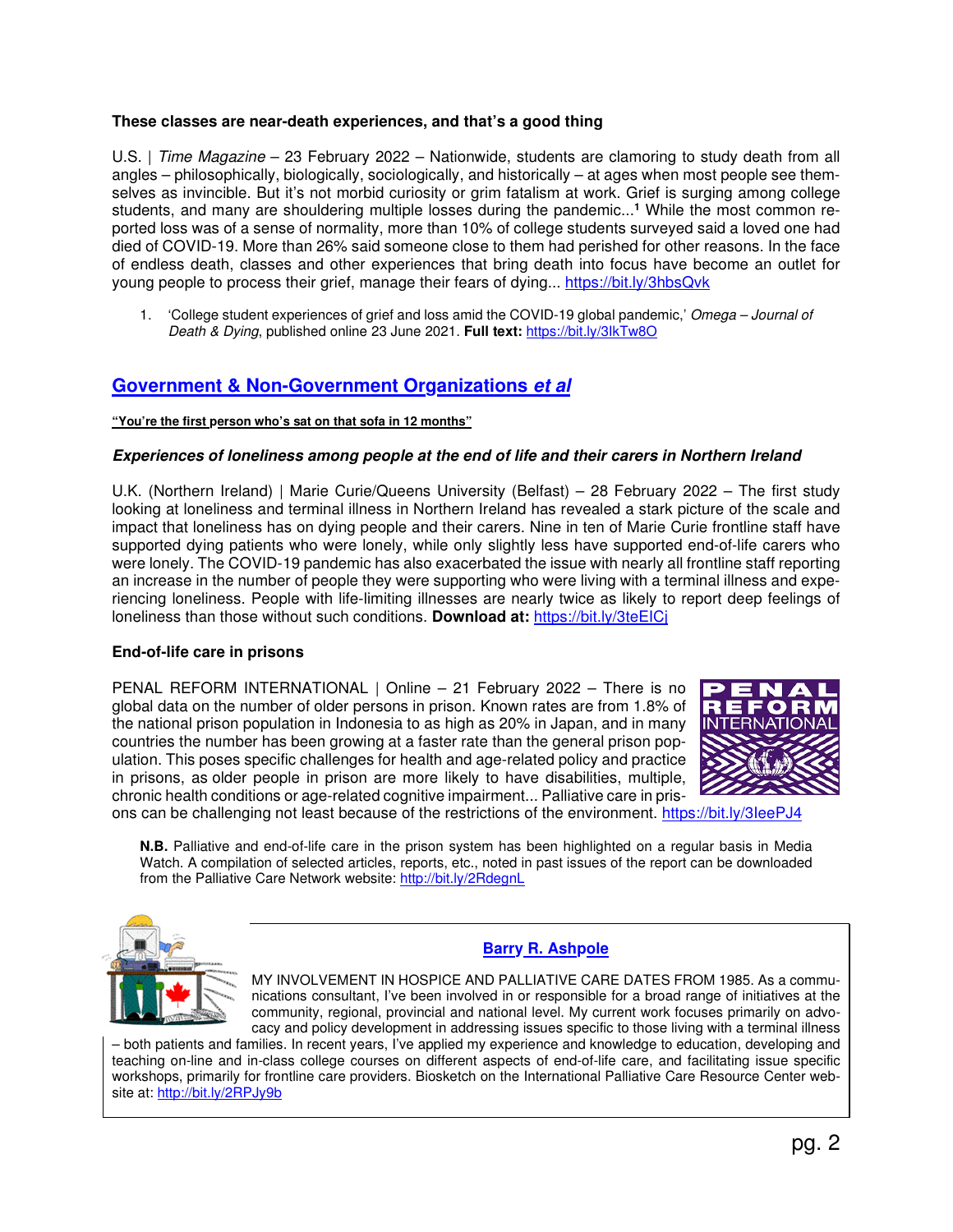**These classes are near-death experiences, and that's a good thing**

U.S. | *Time Magazine* – 23 February 2022 – Nationwide, students are clamoring to study death from all angles – philosophically, biologically, sociologically, and historically – at ages when most people see themselves as invincible. But it's not morbid curiosity or grim fatalism at work. Grief is surging among college students, and many are shouldering multiple losses during the pandemic...[1] While the most common reported loss was of a sense of normality, more than 10% of college students surveyed said a loved one had died of COVID-19. More than 26% said someone close to them had perished for other reasons. In the face of endless death, classes and other experiences that bring death into focus have become an outlet for young people to process their grief, manage their fears of dying... https://bit.ly/3hbsQvk

1. 'College student experiences of grief and loss amid the COVID-19 global pandemic,' *Omega – Journal of Death & Dying*, published online 23 June 2021. **Full text:** https://bit.ly/3lkTw8O

## Government & Non-Government Organizations *et al*

**"You're the first person who's sat on that sofa in 12 months"**

***Experiences of loneliness among people at the end of life and their carers in Northern Ireland***

U.K. (Northern Ireland) | Marie Curie/Queens University (Belfast) – 28 February 2022 – The first study looking at loneliness and terminal illness in Northern Ireland has revealed a stark picture of the scale and impact that loneliness has on dying people and their carers. Nine in ten of Marie Curie frontline staff have supported dying patients who were lonely, while only slightly less have supported end-of-life carers who were lonely. The COVID-19 pandemic has also exacerbated the issue with nearly all frontline staff reporting an increase in the number of people they were supporting who were living with a terminal illness and experiencing loneliness. People with life-limiting illnesses are nearly twice as likely to report deep feelings of loneliness than those without such conditions. **Download at:** https://bit.ly/3teElCj

**End-of-life care in prisons**

PENAL REFORM INTERNATIONAL | Online – 21 February 2022 – There is no global data on the number of older persons in prison. Known rates are from 1.8% of the national prison population in Indonesia to as high as 20% in Japan, and in many countries the number has been growing at a faster rate than the general prison population. This poses specific challenges for health and age-related policy and practice in prisons, as older people in prison are more likely to have disabilities, multiple, chronic health conditions or age-related cognitive impairment... Palliative care in prisons can be challenging not least because of the restrictions of the environment. https://bit.ly/3IeePJ4

**N.B.** Palliative and end-of-life care in the prison system has been highlighted on a regular basis in Media Watch. A compilation of selected articles, reports, etc., noted in past issues of the report can be downloaded from the Palliative Care Network website: http://bit.ly/2RdegnL

**Barry R. Ashpole**

MY INVOLVEMENT IN HOSPICE AND PALLIATIVE CARE DATES FROM 1985. As a communications consultant, I've been involved in or responsible for a broad range of initiatives at the community, regional, provincial and national level. My current work focuses primarily on advocacy and policy development in addressing issues specific to those living with a terminal illness – both patients and families. In recent years, I've applied my experience and knowledge to education, developing and teaching on-line and in-class college courses on different aspects of end-of-life care, and facilitating issue specific workshops, primarily for frontline care providers. Biosketch on the International Palliative Care Resource Center website at: http://bit.ly/2RPJy9b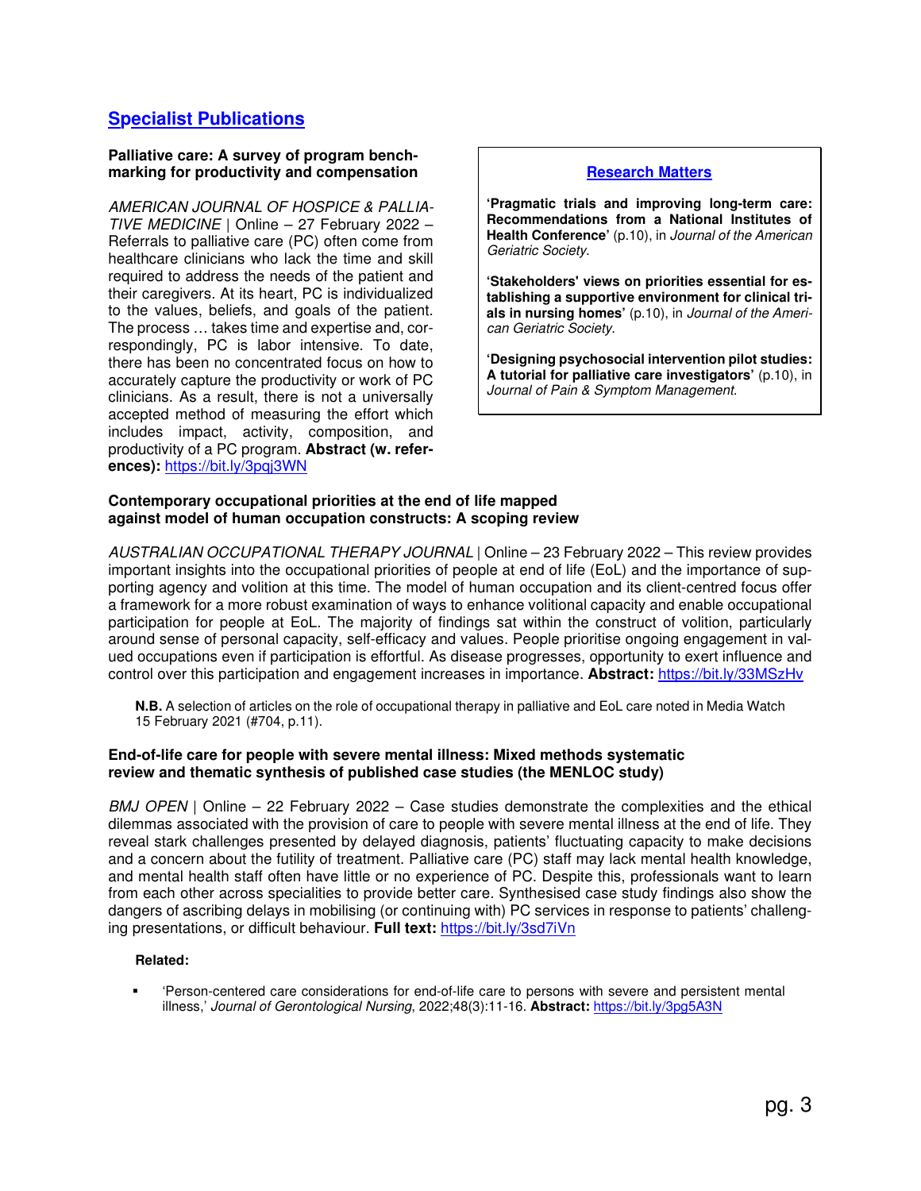## Specialist Publications

**Palliative care: A survey of program benchmarking for productivity and compensation**

*AMERICAN JOURNAL OF HOSPICE & PALLIATIVE MEDICINE* | Online – 27 February 2022 – Referrals to palliative care (PC) often come from healthcare clinicians who lack the time and skill required to address the needs of the patient and their caregivers. At its heart, PC is individualized to the values, beliefs, and goals of the patient. The process … takes time and expertise and, correspondingly, PC is labor intensive. To date, there has been no concentrated focus on how to accurately capture the productivity or work of PC clinicians. As a result, there is not a universally accepted method of measuring the effort which includes impact, activity, composition, and productivity of a PC program. **Abstract (w. references):** https://bit.ly/3pqj3WN

> **Research Matters**
>
> **'Pragmatic trials and improving long-term care: Recommendations from a National Institutes of Health Conference'** (p.10), in *Journal of the American Geriatric Society*.
>
> **'Stakeholders' views on priorities essential for establishing a supportive environment for clinical trials in nursing homes'** (p.10), in *Journal of the American Geriatric Society*.
>
> **'Designing psychosocial intervention pilot studies: A tutorial for palliative care investigators'** (p.10), in *Journal of Pain & Symptom Management*.

**Contemporary occupational priorities at the end of life mapped against model of human occupation constructs: A scoping review**

*AUSTRALIAN OCCUPATIONAL THERAPY JOURNAL* | Online – 23 February 2022 – This review provides important insights into the occupational priorities of people at end of life (EoL) and the importance of supporting agency and volition at this time. The model of human occupation and its client-centred focus offer a framework for a more robust examination of ways to enhance volitional capacity and enable occupational participation for people at EoL. The majority of findings sat within the construct of volition, particularly around sense of personal capacity, self-efficacy and values. People prioritise ongoing engagement in valued occupations even if participation is effortful. As disease progresses, opportunity to exert influence and control over this participation and engagement increases in importance. **Abstract:** https://bit.ly/33MSzHv

**N.B.** A selection of articles on the role of occupational therapy in palliative and EoL care noted in Media Watch 15 February 2021 (#704, p.11).

**End-of-life care for people with severe mental illness: Mixed methods systematic review and thematic synthesis of published case studies (the MENLOC study)**

*BMJ OPEN* | Online – 22 February 2022 – Case studies demonstrate the complexities and the ethical dilemmas associated with the provision of care to people with severe mental illness at the end of life. They reveal stark challenges presented by delayed diagnosis, patients' fluctuating capacity to make decisions and a concern about the futility of treatment. Palliative care (PC) staff may lack mental health knowledge, and mental health staff often have little or no experience of PC. Despite this, professionals want to learn from each other across specialities to provide better care. Synthesised case study findings also show the dangers of ascribing delays in mobilising (or continuing with) PC services in response to patients' challenging presentations, or difficult behaviour. **Full text:** https://bit.ly/3sd7iVn

**Related:**

- 'Person-centered care considerations for end-of-life care to persons with severe and persistent mental illness,' *Journal of Gerontological Nursing*, 2022;48(3):11-16. **Abstract:** https://bit.ly/3pg5A3N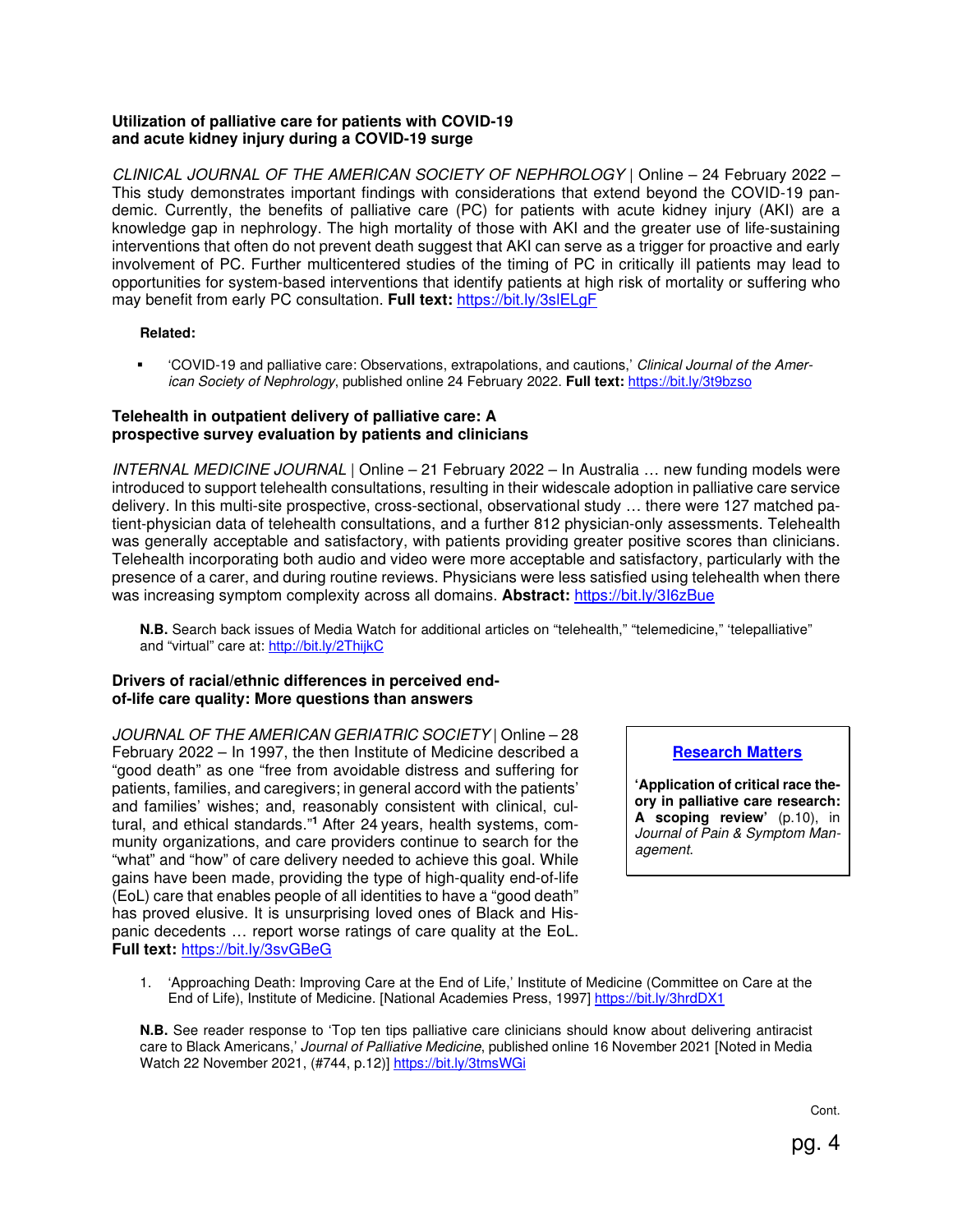**Utilization of palliative care for patients with COVID-19 and acute kidney injury during a COVID-19 surge**

*CLINICAL JOURNAL OF THE AMERICAN SOCIETY OF NEPHROLOGY* | Online – 24 February 2022 – This study demonstrates important findings with considerations that extend beyond the COVID-19 pandemic. Currently, the benefits of palliative care (PC) for patients with acute kidney injury (AKI) are a knowledge gap in nephrology. The high mortality of those with AKI and the greater use of life-sustaining interventions that often do not prevent death suggest that AKI can serve as a trigger for proactive and early involvement of PC. Further multicentered studies of the timing of PC in critically ill patients may lead to opportunities for system-based interventions that identify patients at high risk of mortality or suffering who may benefit from early PC consultation. **Full text:** https://bit.ly/3slELgF

**Related:**

- 'COVID-19 and palliative care: Observations, extrapolations, and cautions,' *Clinical Journal of the American Society of Nephrology*, published online 24 February 2022. **Full text:** https://bit.ly/3t9bzso

**Telehealth in outpatient delivery of palliative care: A prospective survey evaluation by patients and clinicians**

*INTERNAL MEDICINE JOURNAL* | Online – 21 February 2022 – In Australia … new funding models were introduced to support telehealth consultations, resulting in their widescale adoption in palliative care service delivery. In this multi-site prospective, cross-sectional, observational study … there were 127 matched patient-physician data of telehealth consultations, and a further 812 physician-only assessments. Telehealth was generally acceptable and satisfactory, with patients providing greater positive scores than clinicians. Telehealth incorporating both audio and video were more acceptable and satisfactory, particularly with the presence of a carer, and during routine reviews. Physicians were less satisfied using telehealth when there was increasing symptom complexity across all domains. **Abstract:** https://bit.ly/3I6zBue

**N.B.** Search back issues of Media Watch for additional articles on "telehealth," "telemedicine," 'telepalliative" and "virtual" care at: http://bit.ly/2ThijkC

**Drivers of racial/ethnic differences in perceived end-of-life care quality: More questions than answers**

*JOURNAL OF THE AMERICAN GERIATRIC SOCIETY* | Online – 28 February 2022 – In 1997, the then Institute of Medicine described a "good death" as one "free from avoidable distress and suffering for patients, families, and caregivers; in general accord with the patients' and families' wishes; and, reasonably consistent with clinical, cultural, and ethical standards."[1] After 24 years, health systems, community organizations, and care providers continue to search for the "what" and "how" of care delivery needed to achieve this goal. While gains have been made, providing the type of high-quality end-of-life (EoL) care that enables people of all identities to have a "good death" has proved elusive. It is unsurprising loved ones of Black and Hispanic decedents … report worse ratings of care quality at the EoL. **Full text:** https://bit.ly/3svGBeG

> **Research Matters**
>
> **'Application of critical race theory in palliative care research: A scoping review'** (p.10), in *Journal of Pain & Symptom Management*.

1. 'Approaching Death: Improving Care at the End of Life,' Institute of Medicine (Committee on Care at the End of Life), Institute of Medicine. [National Academies Press, 1997] https://bit.ly/3hrdDX1

**N.B.** See reader response to 'Top ten tips palliative care clinicians should know about delivering antiracist care to Black Americans,' *Journal of Palliative Medicine*, published online 16 November 2021 [Noted in Media Watch 22 November 2021, (#744, p.12)] https://bit.ly/3tmsWGi

Cont.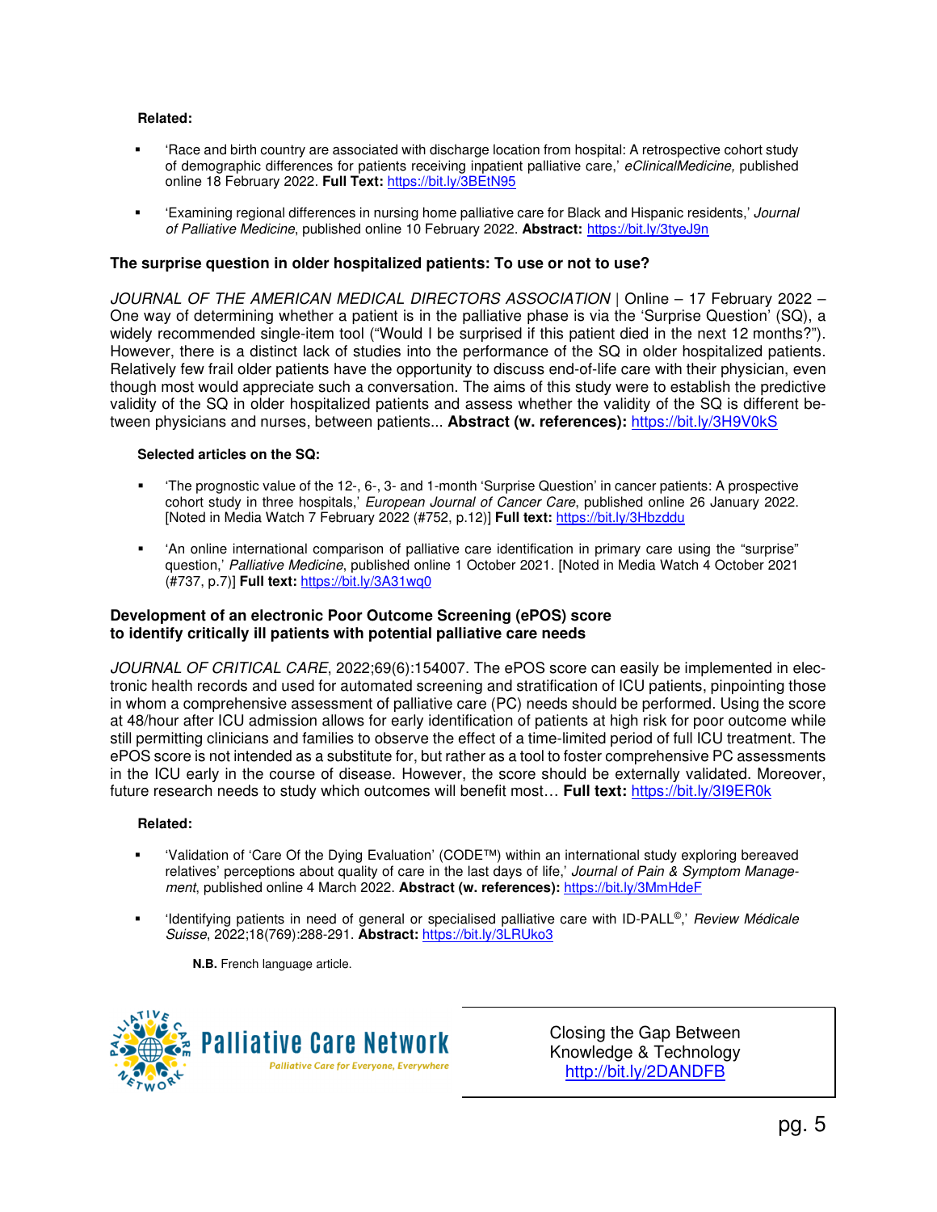**Related:**

- 'Race and birth country are associated with discharge location from hospital: A retrospective cohort study of demographic differences for patients receiving inpatient palliative care,' *eClinicalMedicine,* published online 18 February 2022. **Full Text:** https://bit.ly/3BEtN95

- 'Examining regional differences in nursing home palliative care for Black and Hispanic residents,' *Journal of Palliative Medicine*, published online 10 February 2022. **Abstract:** https://bit.ly/3tyeJ9n

## The surprise question in older hospitalized patients: To use or not to use?

*JOURNAL OF THE AMERICAN MEDICAL DIRECTORS ASSOCIATION* | Online – 17 February 2022 – One way of determining whether a patient is in the palliative phase is via the 'Surprise Question' (SQ), a widely recommended single-item tool ("Would I be surprised if this patient died in the next 12 months?"). However, there is a distinct lack of studies into the performance of the SQ in older hospitalized patients. Relatively few frail older patients have the opportunity to discuss end-of-life care with their physician, even though most would appreciate such a conversation. The aims of this study were to establish the predictive validity of the SQ in older hospitalized patients and assess whether the validity of the SQ is different between physicians and nurses, between patients... **Abstract (w. references):** https://bit.ly/3H9V0kS

**Selected articles on the SQ:**

- 'The prognostic value of the 12-, 6-, 3- and 1-month 'Surprise Question' in cancer patients: A prospective cohort study in three hospitals,' *European Journal of Cancer Care*, published online 26 January 2022. [Noted in Media Watch 7 February 2022 (#752, p.12)] **Full text:** https://bit.ly/3Hbzddu

- 'An online international comparison of palliative care identification in primary care using the "surprise" question,' *Palliative Medicine*, published online 1 October 2021. [Noted in Media Watch 4 October 2021 (#737, p.7)] **Full text:** https://bit.ly/3A31wq0

## Development of an electronic Poor Outcome Screening (ePOS) score to identify critically ill patients with potential palliative care needs

*JOURNAL OF CRITICAL CARE*, 2022;69(6):154007. The ePOS score can easily be implemented in electronic health records and used for automated screening and stratification of ICU patients, pinpointing those in whom a comprehensive assessment of palliative care (PC) needs should be performed. Using the score at 48/hour after ICU admission allows for early identification of patients at high risk for poor outcome while still permitting clinicians and families to observe the effect of a time-limited period of full ICU treatment. The ePOS score is not intended as a substitute for, but rather as a tool to foster comprehensive PC assessments in the ICU early in the course of disease. However, the score should be externally validated. Moreover, future research needs to study which outcomes will benefit most… **Full text:** https://bit.ly/3I9ER0k

**Related:**

- 'Validation of 'Care Of the Dying Evaluation' (CODE™) within an international study exploring bereaved relatives' perceptions about quality of care in the last days of life,' *Journal of Pain & Symptom Management*, published online 4 March 2022. **Abstract (w. references):** https://bit.ly/3MmHdeF

- 'Identifying patients in need of general or specialised palliative care with ID-PALL©,' *Review Médicale Suisse*, 2022;18(769):288-291. **Abstract:** https://bit.ly/3LRUko3

  **N.B.** French language article.

Palliative Care Network — Palliative Care for Everyone, Everywhere

Closing the Gap Between Knowledge & Technology
http://bit.ly/2DANDFB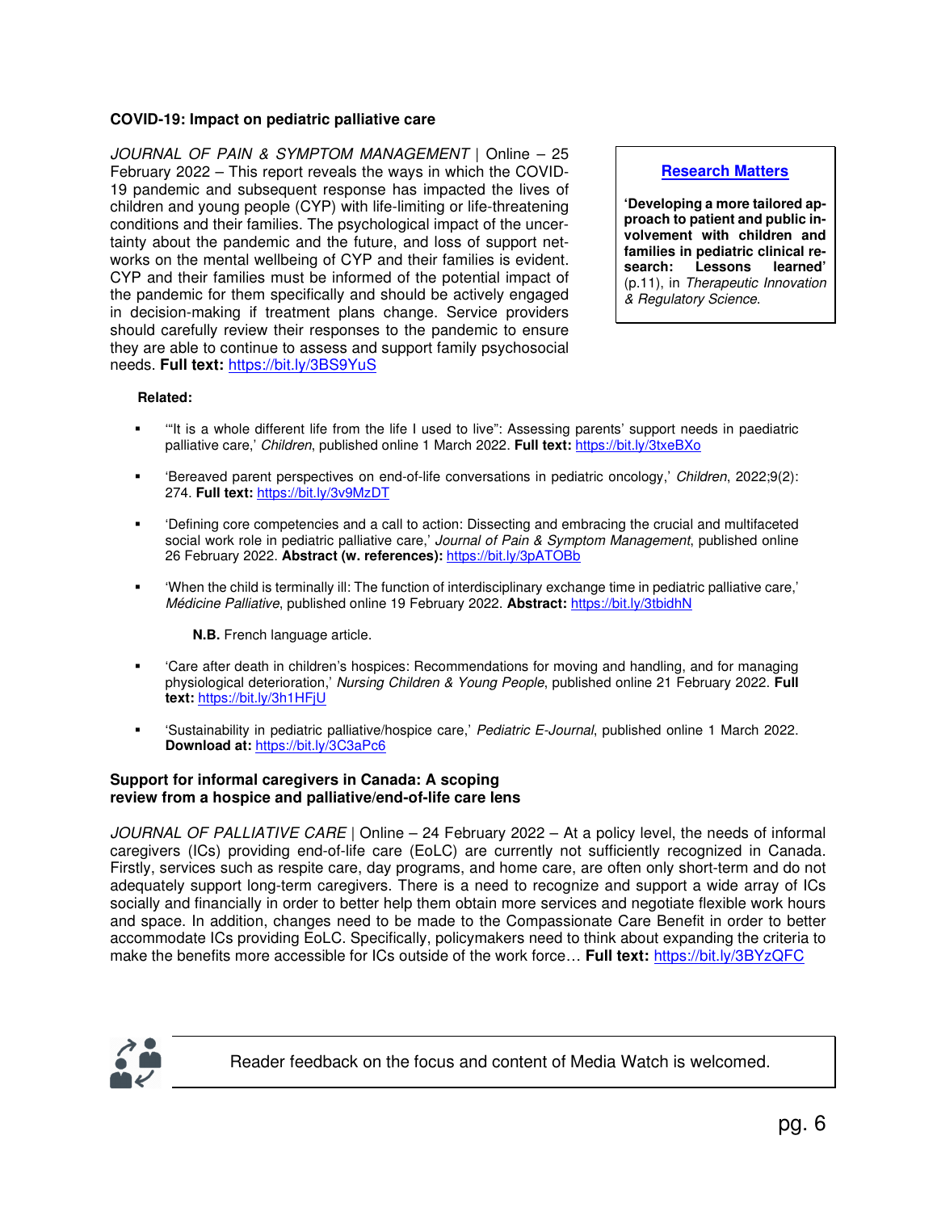### COVID-19: Impact on pediatric palliative care

*JOURNAL OF PAIN & SYMPTOM MANAGEMENT* | Online – 25 February 2022 – This report reveals the ways in which the COVID-19 pandemic and subsequent response has impacted the lives of children and young people (CYP) with life-limiting or life-threatening conditions and their families. The psychological impact of the uncertainty about the pandemic and the future, and loss of support networks on the mental wellbeing of CYP and their families is evident. CYP and their families must be informed of the potential impact of the pandemic for them specifically and should be actively engaged in decision-making if treatment plans change. Service providers should carefully review their responses to the pandemic to ensure they are able to continue to assess and support family psychosocial needs. **Full text:** https://bit.ly/3BS9YuS

> **Research Matters**
>
> **'Developing a more tailored approach to patient and public involvement with children and families in pediatric clinical research: Lessons learned'** (p.11), in *Therapeutic Innovation & Regulatory Science*.

**Related:**

- '"It is a whole different life from the life I used to live": Assessing parents' support needs in paediatric palliative care,' *Children*, published online 1 March 2022. **Full text:** https://bit.ly/3txeBXo

- 'Bereaved parent perspectives on end-of-life conversations in pediatric oncology,' *Children*, 2022;9(2):274. **Full text:** https://bit.ly/3v9MzDT

- 'Defining core competencies and a call to action: Dissecting and embracing the crucial and multifaceted social work role in pediatric palliative care,' *Journal of Pain & Symptom Management*, published online 26 February 2022. **Abstract (w. references):** https://bit.ly/3pATOBb

- 'When the child is terminally ill: The function of interdisciplinary exchange time in pediatric palliative care,' *Médicine Palliative*, published online 19 February 2022. **Abstract:** https://bit.ly/3tbidhN

  **N.B.** French language article.

- 'Care after death in children's hospices: Recommendations for moving and handling, and for managing physiological deterioration,' *Nursing Children & Young People*, published online 21 February 2022. **Full text:** https://bit.ly/3h1HFjU

- 'Sustainability in pediatric palliative/hospice care,' *Pediatric E-Journal*, published online 1 March 2022. **Download at:** https://bit.ly/3C3aPc6

### Support for informal caregivers in Canada: A scoping review from a hospice and palliative/end-of-life care lens

*JOURNAL OF PALLIATIVE CARE* | Online – 24 February 2022 – At a policy level, the needs of informal caregivers (ICs) providing end-of-life care (EoLC) are currently not sufficiently recognized in Canada. Firstly, services such as respite care, day programs, and home care, are often only short-term and do not adequately support long-term caregivers. There is a need to recognize and support a wide array of ICs socially and financially in order to better help them obtain more services and negotiate flexible work hours and space. In addition, changes need to be made to the Compassionate Care Benefit in order to better accommodate ICs providing EoLC. Specifically, policymakers need to think about expanding the criteria to make the benefits more accessible for ICs outside of the work force… **Full text:** https://bit.ly/3BYzQFC

Reader feedback on the focus and content of Media Watch is welcomed.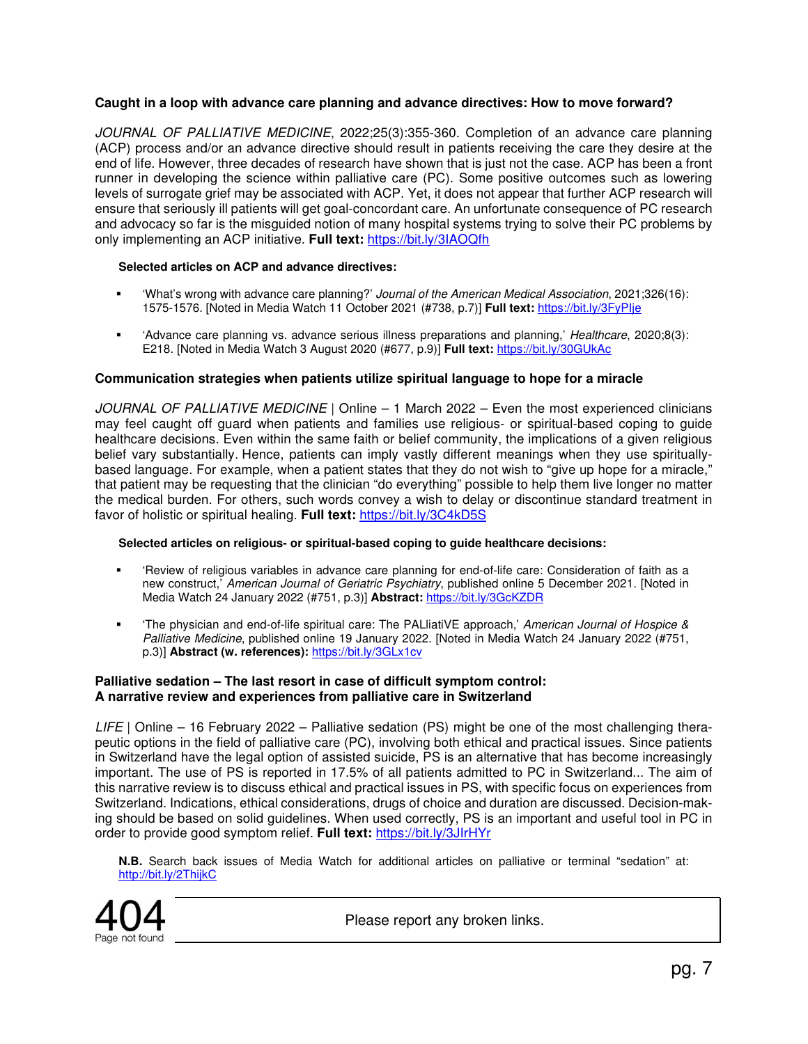**Caught in a loop with advance care planning and advance directives: How to move forward?**

*JOURNAL OF PALLIATIVE MEDICINE*, 2022;25(3):355-360. Completion of an advance care planning (ACP) process and/or an advance directive should result in patients receiving the care they desire at the end of life. However, three decades of research have shown that is just not the case. ACP has been a front runner in developing the science within palliative care (PC). Some positive outcomes such as lowering levels of surrogate grief may be associated with ACP. Yet, it does not appear that further ACP research will ensure that seriously ill patients will get goal-concordant care. An unfortunate consequence of PC research and advocacy so far is the misguided notion of many hospital systems trying to solve their PC problems by only implementing an ACP initiative. **Full text:** https://bit.ly/3IAOQfh

**Selected articles on ACP and advance directives:**

- 'What's wrong with advance care planning?' *Journal of the American Medical Association*, 2021;326(16): 1575-1576. [Noted in Media Watch 11 October 2021 (#738, p.7)] **Full text:** https://bit.ly/3FyPlje
- 'Advance care planning vs. advance serious illness preparations and planning,' *Healthcare*, 2020;8(3): E218. [Noted in Media Watch 3 August 2020 (#677, p.9)] **Full text:** https://bit.ly/30GUkAc

**Communication strategies when patients utilize spiritual language to hope for a miracle**

*JOURNAL OF PALLIATIVE MEDICINE* | Online – 1 March 2022 – Even the most experienced clinicians may feel caught off guard when patients and families use religious- or spiritual-based coping to guide healthcare decisions. Even within the same faith or belief community, the implications of a given religious belief vary substantially. Hence, patients can imply vastly different meanings when they use spiritually-based language. For example, when a patient states that they do not wish to "give up hope for a miracle," that patient may be requesting that the clinician "do everything" possible to help them live longer no matter the medical burden. For others, such words convey a wish to delay or discontinue standard treatment in favor of holistic or spiritual healing. **Full text:** https://bit.ly/3C4kD5S

**Selected articles on religious- or spiritual-based coping to guide healthcare decisions:**

- 'Review of religious variables in advance care planning for end-of-life care: Consideration of faith as a new construct,' *American Journal of Geriatric Psychiatry*, published online 5 December 2021. [Noted in Media Watch 24 January 2022 (#751, p.3)] **Abstract:** https://bit.ly/3GcKZDR
- 'The physician and end-of-life spiritual care: The PALliatiVE approach,' *American Journal of Hospice & Palliative Medicine*, published online 19 January 2022. [Noted in Media Watch 24 January 2022 (#751, p.3)] **Abstract (w. references):** https://bit.ly/3GLx1cv

**Palliative sedation – The last resort in case of difficult symptom control: A narrative review and experiences from palliative care in Switzerland**

*LIFE* | Online – 16 February 2022 – Palliative sedation (PS) might be one of the most challenging therapeutic options in the field of palliative care (PC), involving both ethical and practical issues. Since patients in Switzerland have the legal option of assisted suicide, PS is an alternative that has become increasingly important. The use of PS is reported in 17.5% of all patients admitted to PC in Switzerland... The aim of this narrative review is to discuss ethical and practical issues in PS, with specific focus on experiences from Switzerland. Indications, ethical considerations, drugs of choice and duration are discussed. Decision-making should be based on solid guidelines. When used correctly, PS is an important and useful tool in PC in order to provide good symptom relief. **Full text:** https://bit.ly/3JIrHYr

**N.B.** Search back issues of Media Watch for additional articles on palliative or terminal "sedation" at: http://bit.ly/2ThijkC

404 Page not found — Please report any broken links.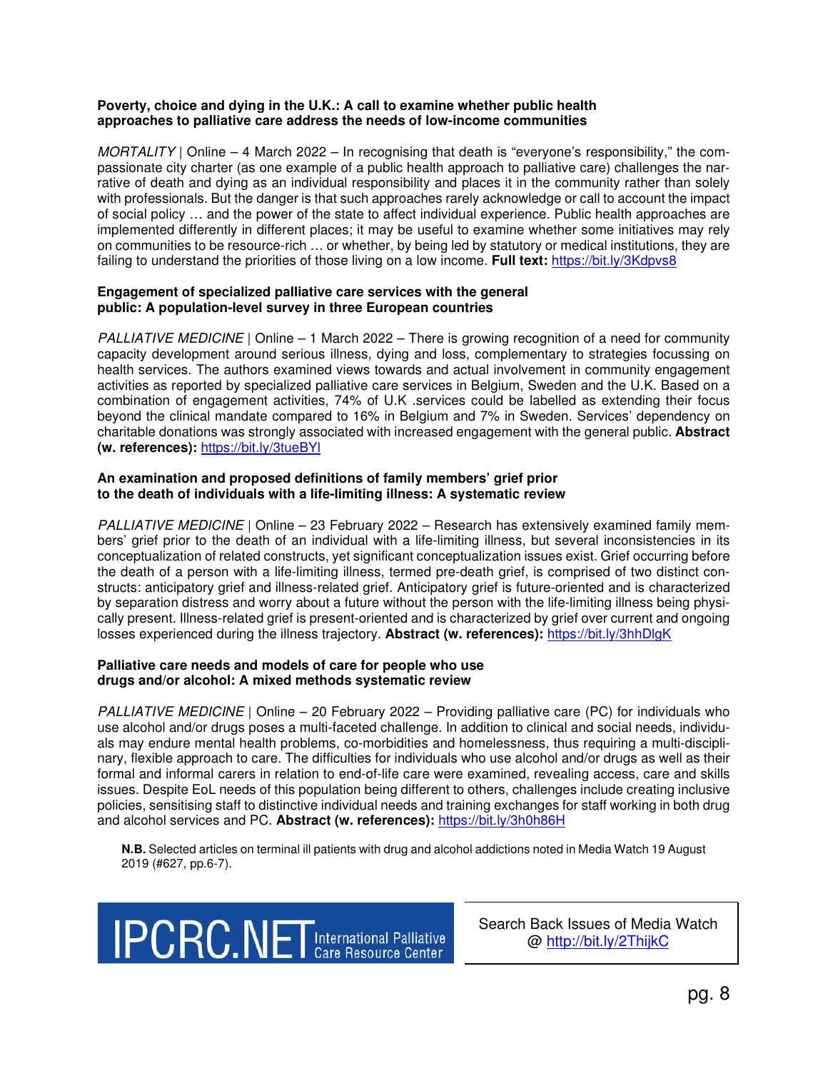**Poverty, choice and dying in the U.K.: A call to examine whether public health approaches to palliative care address the needs of low-income communities**

*MORTALITY* | Online – 4 March 2022 – In recognising that death is "everyone's responsibility," the compassionate city charter (as one example of a public health approach to palliative care) challenges the narrative of death and dying as an individual responsibility and places it in the community rather than solely with professionals. But the danger is that such approaches rarely acknowledge or call to account the impact of social policy … and the power of the state to affect individual experience. Public health approaches are implemented differently in different places; it may be useful to examine whether some initiatives may rely on communities to be resource-rich … or whether, by being led by statutory or medical institutions, they are failing to understand the priorities of those living on a low income. **Full text:** https://bit.ly/3Kdpvs8

**Engagement of specialized palliative care services with the general public: A population-level survey in three European countries**

*PALLIATIVE MEDICINE* | Online – 1 March 2022 – There is growing recognition of a need for community capacity development around serious illness, dying and loss, complementary to strategies focussing on health services. The authors examined views towards and actual involvement in community engagement activities as reported by specialized palliative care services in Belgium, Sweden and the U.K. Based on a combination of engagement activities, 74% of U.K .services could be labelled as extending their focus beyond the clinical mandate compared to 16% in Belgium and 7% in Sweden. Services' dependency on charitable donations was strongly associated with increased engagement with the general public. **Abstract (w. references):** https://bit.ly/3tueBYl

**An examination and proposed definitions of family members' grief prior to the death of individuals with a life-limiting illness: A systematic review**

*PALLIATIVE MEDICINE* | Online – 23 February 2022 – Research has extensively examined family members' grief prior to the death of an individual with a life-limiting illness, but several inconsistencies in its conceptualization of related constructs, yet significant conceptualization issues exist. Grief occurring before the death of a person with a life-limiting illness, termed pre-death grief, is comprised of two distinct constructs: anticipatory grief and illness-related grief. Anticipatory grief is future-oriented and is characterized by separation distress and worry about a future without the person with the life-limiting illness being physically present. Illness-related grief is present-oriented and is characterized by grief over current and ongoing losses experienced during the illness trajectory. **Abstract (w. references):** https://bit.ly/3hhDlgK

**Palliative care needs and models of care for people who use drugs and/or alcohol: A mixed methods systematic review**

*PALLIATIVE MEDICINE* | Online – 20 February 2022 – Providing palliative care (PC) for individuals who use alcohol and/or drugs poses a multi-faceted challenge. In addition to clinical and social needs, individuals may endure mental health problems, co-morbidities and homelessness, thus requiring a multi-disciplinary, flexible approach to care. The difficulties for individuals who use alcohol and/or drugs as well as their formal and informal carers in relation to end-of-life care were examined, revealing access, care and skills issues. Despite EoL needs of this population being different to others, challenges include creating inclusive policies, sensitising staff to distinctive individual needs and training exchanges for staff working in both drug and alcohol services and PC. **Abstract (w. references):** https://bit.ly/3h0h86H

**N.B.** Selected articles on terminal ill patients with drug and alcohol addictions noted in Media Watch 19 August 2019 (#627, pp.6-7).

IPCRC.NET International Palliative Care Resource Center

Search Back Issues of Media Watch @ http://bit.ly/2ThijkC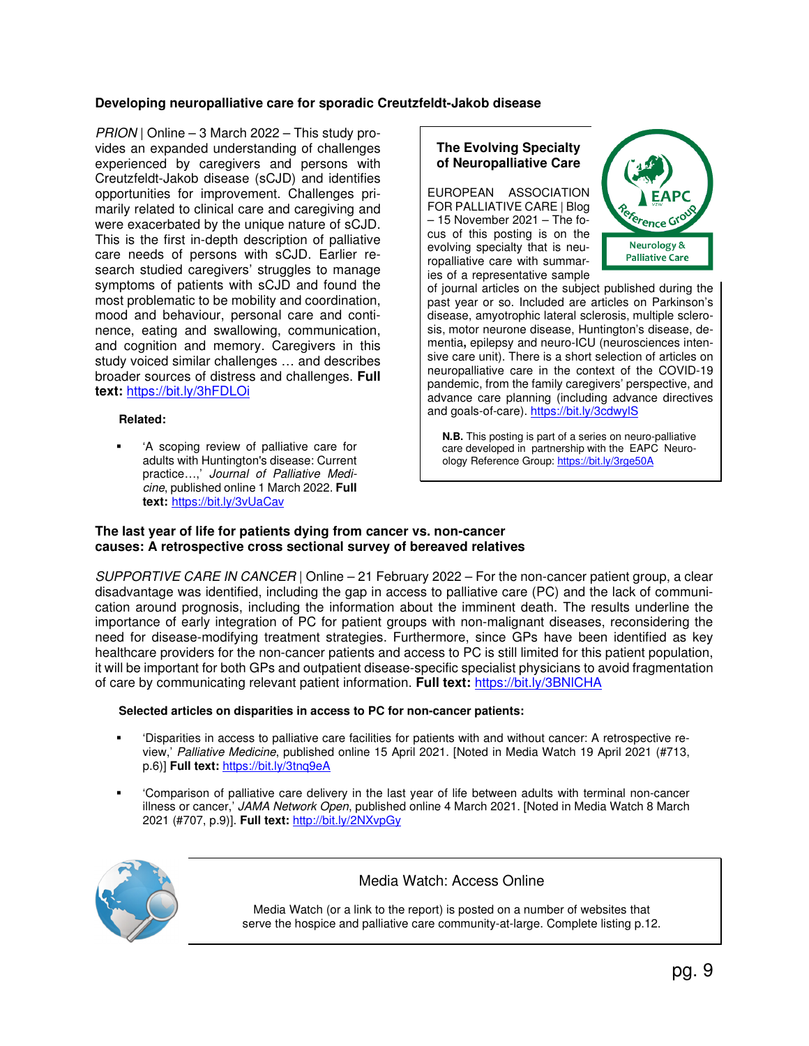**Developing neuropalliative care for sporadic Creutzfeldt-Jakob disease**

*PRION* | Online – 3 March 2022 – This study provides an expanded understanding of challenges experienced by caregivers and persons with Creutzfeldt-Jakob disease (sCJD) and identifies opportunities for improvement. Challenges primarily related to clinical care and caregiving and were exacerbated by the unique nature of sCJD. This is the first in-depth description of palliative care needs of persons with sCJD. Earlier research studied caregivers' struggles to manage symptoms of patients with sCJD and found the most problematic to be mobility and coordination, mood and behaviour, personal care and continence, eating and swallowing, communication, and cognition and memory. Caregivers in this study voiced similar challenges … and describes broader sources of distress and challenges. **Full text:** https://bit.ly/3hFDLOi

**Related:**

- 'A scoping review of palliative care for adults with Huntington's disease: Current practice…,' *Journal of Palliative Medicine*, published online 1 March 2022. **Full text:** https://bit.ly/3vUaCav

**The Evolving Specialty of Neuropalliative Care**

EUROPEAN ASSOCIATION FOR PALLIATIVE CARE | Blog – 15 November 2021 – The focus of this posting is on the evolving specialty that is neuropalliative care with summaries of a representative sample of journal articles on the subject published during the past year or so. Included are articles on Parkinson's disease, amyotrophic lateral sclerosis, multiple sclerosis, motor neurone disease, Huntington's disease, dementia**,** epilepsy and neuro-ICU (neurosciences intensive care unit). There is a short selection of articles on neuropalliative care in the context of the COVID-19 pandemic, from the family caregivers' perspective, and advance care planning (including advance directives and goals-of-care). https://bit.ly/3cdwylS

**N.B.** This posting is part of a series on neuro-palliative care developed in partnership with the EAPC Neurology Reference Group: https://bit.ly/3rge50A

**The last year of life for patients dying from cancer vs. non-cancer causes: A retrospective cross sectional survey of bereaved relatives**

*SUPPORTIVE CARE IN CANCER* | Online – 21 February 2022 – For the non-cancer patient group, a clear disadvantage was identified, including the gap in access to palliative care (PC) and the lack of communication around prognosis, including the information about the imminent death. The results underline the importance of early integration of PC for patient groups with non-malignant diseases, reconsidering the need for disease-modifying treatment strategies. Furthermore, since GPs have been identified as key healthcare providers for the non-cancer patients and access to PC is still limited for this patient population, it will be important for both GPs and outpatient disease-specific specialist physicians to avoid fragmentation of care by communicating relevant patient information. **Full text:** https://bit.ly/3BNlCHA

**Selected articles on disparities in access to PC for non-cancer patients:**

- 'Disparities in access to palliative care facilities for patients with and without cancer: A retrospective review,' *Palliative Medicine*, published online 15 April 2021. [Noted in Media Watch 19 April 2021 (#713, p.6)] **Full text:** https://bit.ly/3tnq9eA
- 'Comparison of palliative care delivery in the last year of life between adults with terminal non-cancer illness or cancer,' *JAMA Network Open*, published online 4 March 2021. [Noted in Media Watch 8 March 2021 (#707, p.9)]. **Full text:** http://bit.ly/2NXvpGy

Media Watch: Access Online

Media Watch (or a link to the report) is posted on a number of websites that serve the hospice and palliative care community-at-large. Complete listing p.12.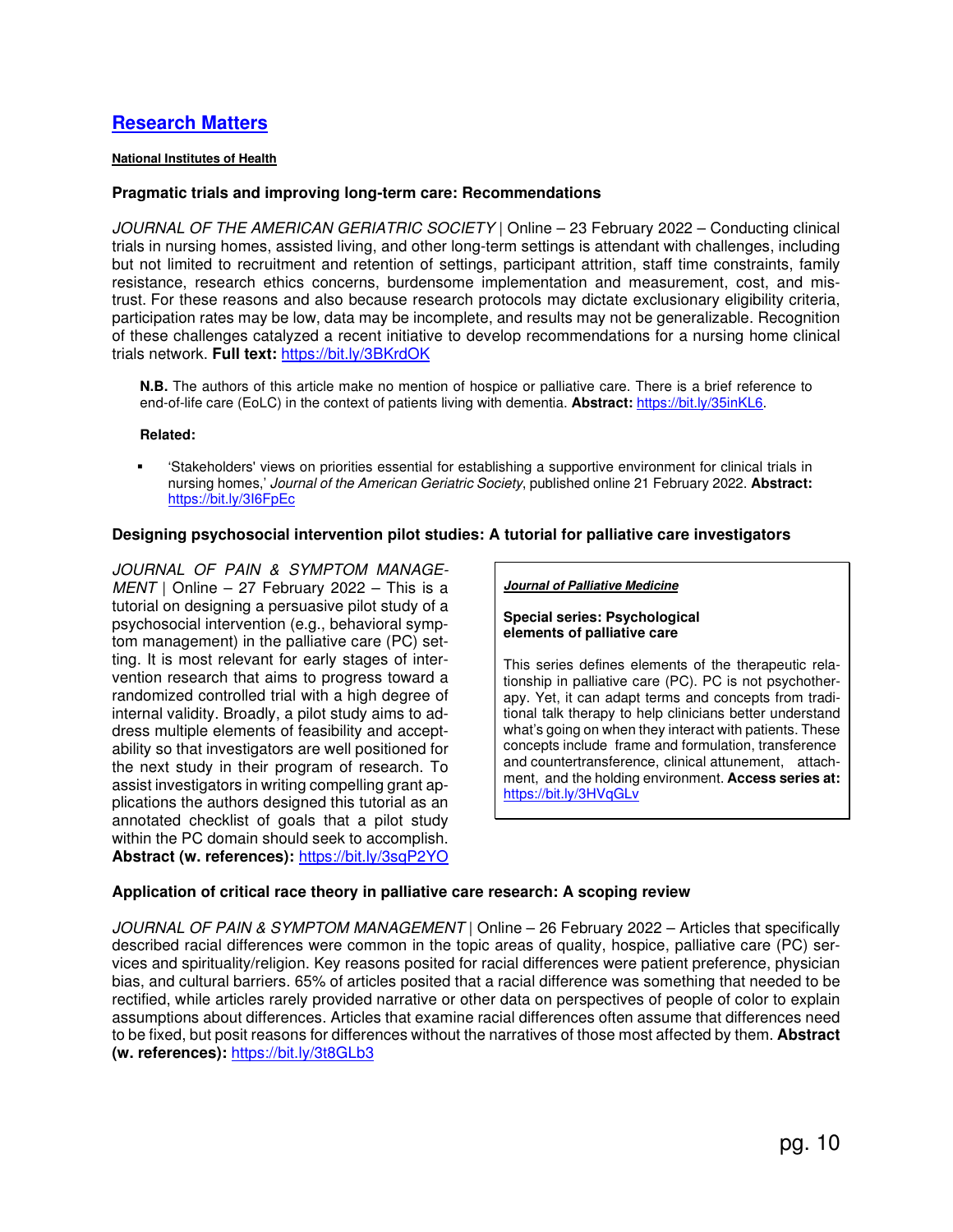## Research Matters

**National Institutes of Health**

### Pragmatic trials and improving long-term care: Recommendations

*JOURNAL OF THE AMERICAN GERIATRIC SOCIETY* | Online – 23 February 2022 – Conducting clinical trials in nursing homes, assisted living, and other long-term settings is attendant with challenges, including but not limited to recruitment and retention of settings, participant attrition, staff time constraints, family resistance, research ethics concerns, burdensome implementation and measurement, cost, and mistrust. For these reasons and also because research protocols may dictate exclusionary eligibility criteria, participation rates may be low, data may be incomplete, and results may not be generalizable. Recognition of these challenges catalyzed a recent initiative to develop recommendations for a nursing home clinical trials network. **Full text:** https://bit.ly/3BKrdOK

> **N.B.** The authors of this article make no mention of hospice or palliative care. There is a brief reference to end-of-life care (EoLC) in the context of patients living with dementia. **Abstract:** https://bit.ly/35inKL6.
>
> **Related:**
>
> - 'Stakeholders' views on priorities essential for establishing a supportive environment for clinical trials in nursing homes,' *Journal of the American Geriatric Society*, published online 21 February 2022. **Abstract:** https://bit.ly/3I6FpEc

### Designing psychosocial intervention pilot studies: A tutorial for palliative care investigators

*JOURNAL OF PAIN & SYMPTOM MANAGEMENT* | Online – 27 February 2022 – This is a tutorial on designing a persuasive pilot study of a psychosocial intervention (e.g., behavioral symptom management) in the palliative care (PC) setting. It is most relevant for early stages of intervention research that aims to progress toward a randomized controlled trial with a high degree of internal validity. Broadly, a pilot study aims to address multiple elements of feasibility and acceptability so that investigators are well positioned for the next study in their program of research. To assist investigators in writing compelling grant applications the authors designed this tutorial as an annotated checklist of goals that a pilot study within the PC domain should seek to accomplish. **Abstract (w. references):** https://bit.ly/3sqP2YO

> ***Journal of Palliative Medicine***
>
> **Special series: Psychological elements of palliative care**
>
> This series defines elements of the therapeutic relationship in palliative care (PC). PC is not psychotherapy. Yet, it can adapt terms and concepts from traditional talk therapy to help clinicians better understand what's going on when they interact with patients. These concepts include frame and formulation, transference and countertransference, clinical attunement, attachment, and the holding environment. **Access series at:** https://bit.ly/3HVqGLv

### Application of critical race theory in palliative care research: A scoping review

*JOURNAL OF PAIN & SYMPTOM MANAGEMENT* | Online – 26 February 2022 – Articles that specifically described racial differences were common in the topic areas of quality, hospice, palliative care (PC) services and spirituality/religion. Key reasons posited for racial differences were patient preference, physician bias, and cultural barriers. 65% of articles posited that a racial difference was something that needed to be rectified, while articles rarely provided narrative or other data on perspectives of people of color to explain assumptions about differences. Articles that examine racial differences often assume that differences need to be fixed, but posit reasons for differences without the narratives of those most affected by them. **Abstract (w. references):** https://bit.ly/3t8GLb3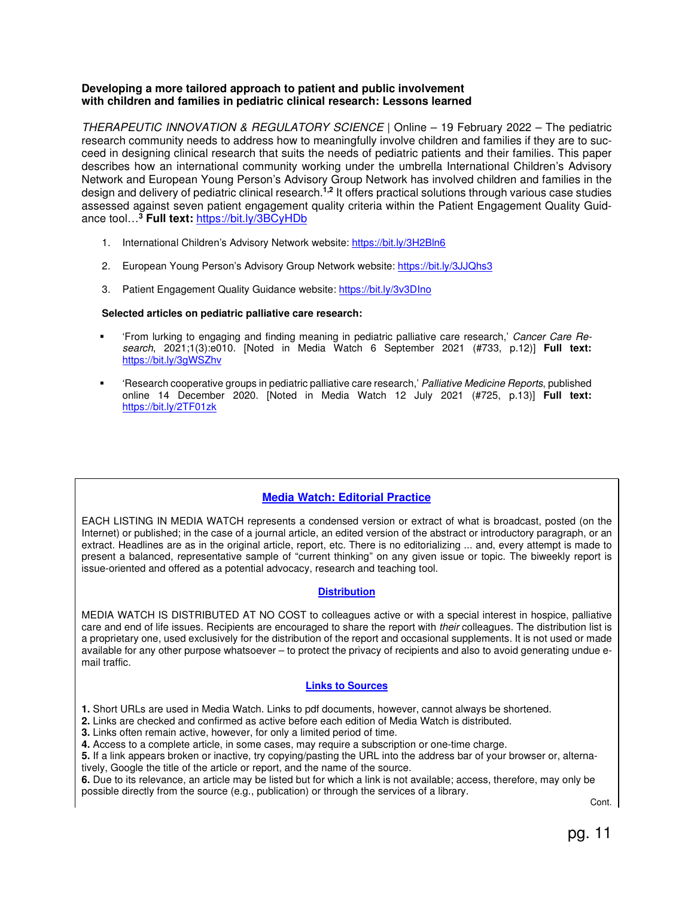**Developing a more tailored approach to patient and public involvement with children and families in pediatric clinical research: Lessons learned**

*THERAPEUTIC INNOVATION & REGULATORY SCIENCE* | Online – 19 February 2022 – The pediatric research community needs to address how to meaningfully involve children and families if they are to succeed in designing clinical research that suits the needs of pediatric patients and their families. This paper describes how an international community working under the umbrella International Children's Advisory Network and European Young Person's Advisory Group Network has involved children and families in the design and delivery of pediatric clinical research.[1,2] It offers practical solutions through various case studies assessed against seven patient engagement quality criteria within the Patient Engagement Quality Guidance tool…[3] **Full text:** https://bit.ly/3BCyHDb

1. International Children's Advisory Network website: https://bit.ly/3H2Bln6
2. European Young Person's Advisory Group Network website: https://bit.ly/3JJQhs3
3. Patient Engagement Quality Guidance website: https://bit.ly/3v3DIno

**Selected articles on pediatric palliative care research:**

- 'From lurking to engaging and finding meaning in pediatric palliative care research,' *Cancer Care Research*, 2021;1(3):e010. [Noted in Media Watch 6 September 2021 (#733, p.12)] **Full text:** https://bit.ly/3gWSZhv
- 'Research cooperative groups in pediatric palliative care research,' *Palliative Medicine Reports*, published online 14 December 2020. [Noted in Media Watch 12 July 2021 (#725, p.13)] **Full text:** https://bit.ly/2TF01zk

## Media Watch: Editorial Practice

EACH LISTING IN MEDIA WATCH represents a condensed version or extract of what is broadcast, posted (on the Internet) or published; in the case of a journal article, an edited version of the abstract or introductory paragraph, or an extract. Headlines are as in the original article, report, etc. There is no editorializing ... and, every attempt is made to present a balanced, representative sample of "current thinking" on any given issue or topic. The biweekly report is issue-oriented and offered as a potential advocacy, research and teaching tool.

## Distribution

MEDIA WATCH IS DISTRIBUTED AT NO COST to colleagues active or with a special interest in hospice, palliative care and end of life issues. Recipients are encouraged to share the report with *their* colleagues. The distribution list is a proprietary one, used exclusively for the distribution of the report and occasional supplements. It is not used or made available for any other purpose whatsoever – to protect the privacy of recipients and also to avoid generating undue e-mail traffic.

## Links to Sources

**1.** Short URLs are used in Media Watch. Links to pdf documents, however, cannot always be shortened.
**2.** Links are checked and confirmed as active before each edition of Media Watch is distributed.
**3.** Links often remain active, however, for only a limited period of time.
**4.** Access to a complete article, in some cases, may require a subscription or one-time charge.
**5.** If a link appears broken or inactive, try copying/pasting the URL into the address bar of your browser or, alternatively, Google the title of the article or report, and the name of the source.
**6.** Due to its relevance, an article may be listed but for which a link is not available; access, therefore, may only be possible directly from the source (e.g., publication) or through the services of a library.

Cont.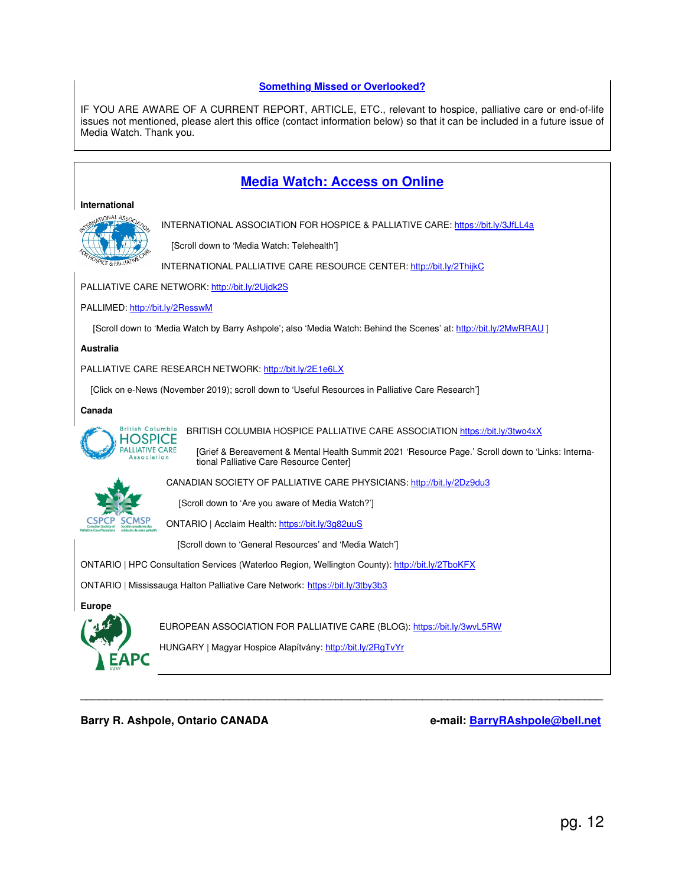**Something Missed or Overlooked?**

IF YOU ARE AWARE OF A CURRENT REPORT, ARTICLE, ETC., relevant to hospice, palliative care or end-of-life issues not mentioned, please alert this office (contact information below) so that it can be included in a future issue of Media Watch. Thank you.

## Media Watch: Access on Online

**International**

INTERNATIONAL ASSOCIATION FOR HOSPICE & PALLIATIVE CARE: https://bit.ly/3JfLL4a

[Scroll down to 'Media Watch: Telehealth']

INTERNATIONAL PALLIATIVE CARE RESOURCE CENTER: http://bit.ly/2ThijkC

PALLIATIVE CARE NETWORK: http://bit.ly/2Ujdk2S

PALLIMED: http://bit.ly/2ResswM

[Scroll down to 'Media Watch by Barry Ashpole'; also 'Media Watch: Behind the Scenes' at: http://bit.ly/2MwRRAU ]

**Australia**

PALLIATIVE CARE RESEARCH NETWORK: http://bit.ly/2E1e6LX

[Click on e-News (November 2019); scroll down to 'Useful Resources in Palliative Care Research']

**Canada**

BRITISH COLUMBIA HOSPICE PALLIATIVE CARE ASSOCIATION https://bit.ly/3two4xX

[Grief & Bereavement & Mental Health Summit 2021 'Resource Page.' Scroll down to 'Links: International Palliative Care Resource Center]

CANADIAN SOCIETY OF PALLIATIVE CARE PHYSICIANS: http://bit.ly/2Dz9du3

[Scroll down to 'Are you aware of Media Watch?']

ONTARIO | Acclaim Health: https://bit.ly/3g82uuS

[Scroll down to 'General Resources' and 'Media Watch']

ONTARIO | HPC Consultation Services (Waterloo Region, Wellington County): http://bit.ly/2TboKFX

ONTARIO | Mississauga Halton Palliative Care Network: https://bit.ly/3tby3b3

**Europe**

EUROPEAN ASSOCIATION FOR PALLIATIVE CARE (BLOG): https://bit.ly/3wvL5RW

HUNGARY | Magyar Hospice Alapítvány: http://bit.ly/2RgTvYr

---

**Barry R. Ashpole, Ontario CANADA** **e-mail: BarryRAshpole@bell.net**